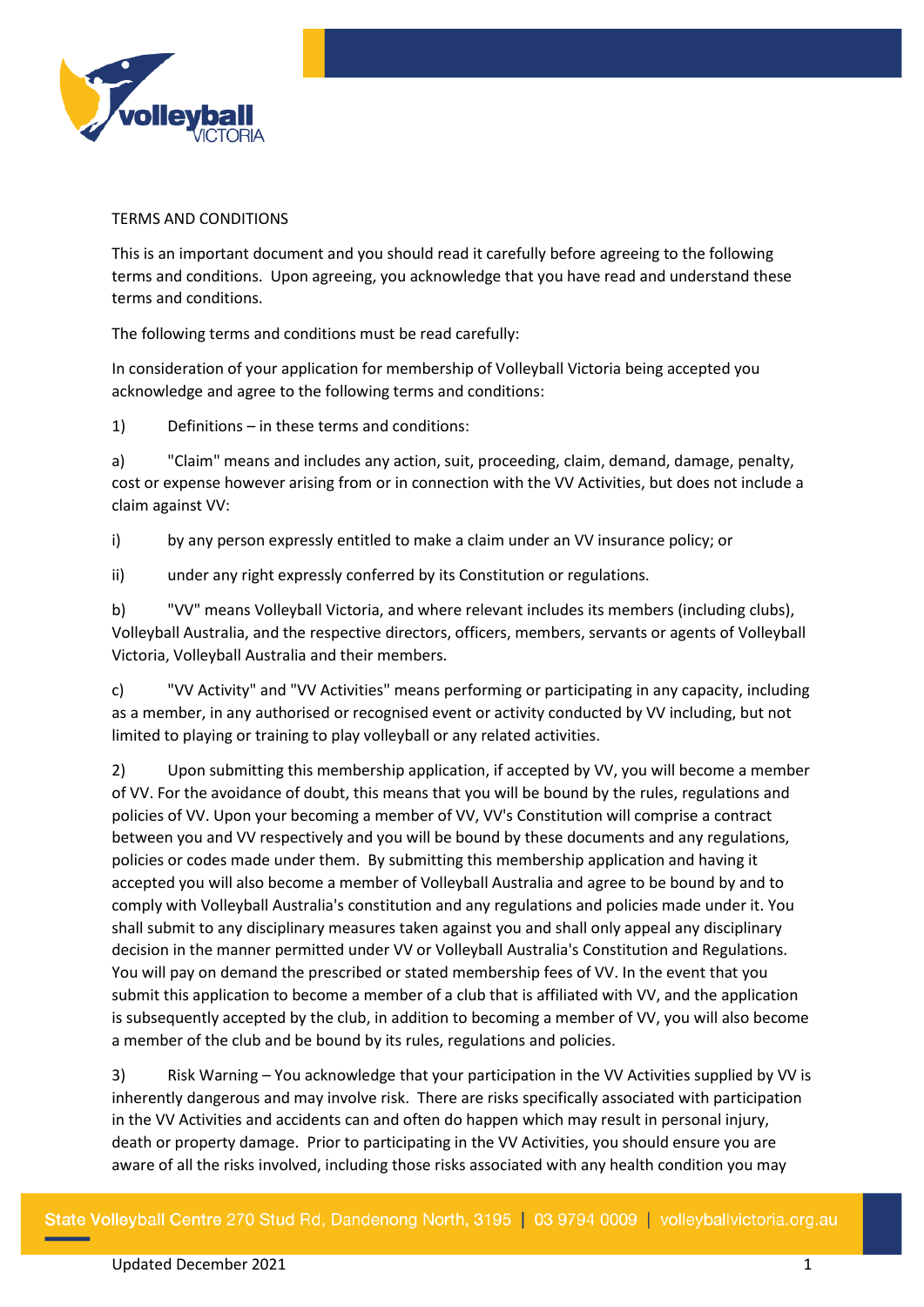TERMS AND CONDITIONS

This is an important document and you should read it carefully before agreeing to the following terms and conditions. Upon agreeing, you acknowledge that you have read and understand these terms and conditions.

The following terms and conditions must be read carefully:

In consideration of your application for membership of Volleyball Victoria being accepted you acknowledge and agree to the following terms and conditions:

1) Definitions – in these terms and conditions:

a) "Claim" means and includes any action, suit, proceeding, claim, demand, damage, penalty, cost or expense however arising from or in connection with the VV Activities, but does not include a claim against VV:

i) by any person expressly entitled to make a claim under an VV insurance policy; or

ii) under any right expressly conferred by its Constitution or regulations.

b) "VV" means Volleyball Victoria, and where relevant includes its members (including clubs), Volleyball Australia, and the respective directors, officers, members, servants or agents of Volleyball Victoria, Volleyball Australia and their members.

c) "VV Activity" and "VV Activities" means performing or participating in any capacity, including as a member, in any authorised or recognised event or activity conducted by VV including, but not limited to playing or training to play volleyball or any related activities.

2) Upon submitting this membership application, if accepted by VV, you will become a member of VV. For the avoidance of doubt, this means that you will be bound by the rules, regulations and policies of VV. Upon your becoming a member of VV, VV's Constitution will comprise a contract between you and VV respectively and you will be bound by these documents and any regulations, policies or codes made under them. By submitting this membership application and having it accepted you will also become a member of Volleyball Australia and agree to be bound by and to comply with Volleyball Australia's constitution and any regulations and policies made under it. You shall submit to any disciplinary measures taken against you and shall only appeal any disciplinary decision in the manner permitted under VV or Volleyball Australia's Constitution and Regulations. You will pay on demand the prescribed or stated membership fees of VV. In the event that you submit this application to become a member of a club that is affiliated with VV, and the application is subsequently accepted by the club, in addition to becoming a member of VV, you will also become a member of the club and be bound by its rules, regulations and policies.

3) Risk Warning – You acknowledge that your participation in the VV Activities supplied by VV is inherently dangerous and may involve risk. There are risks specifically associated with participation in the VV Activities and accidents can and often do happen which may result in personal injury, death or property damage. Prior to participating in the VV Activities, you should ensure you are aware of all the risks involved, including those risks associated with any health condition you may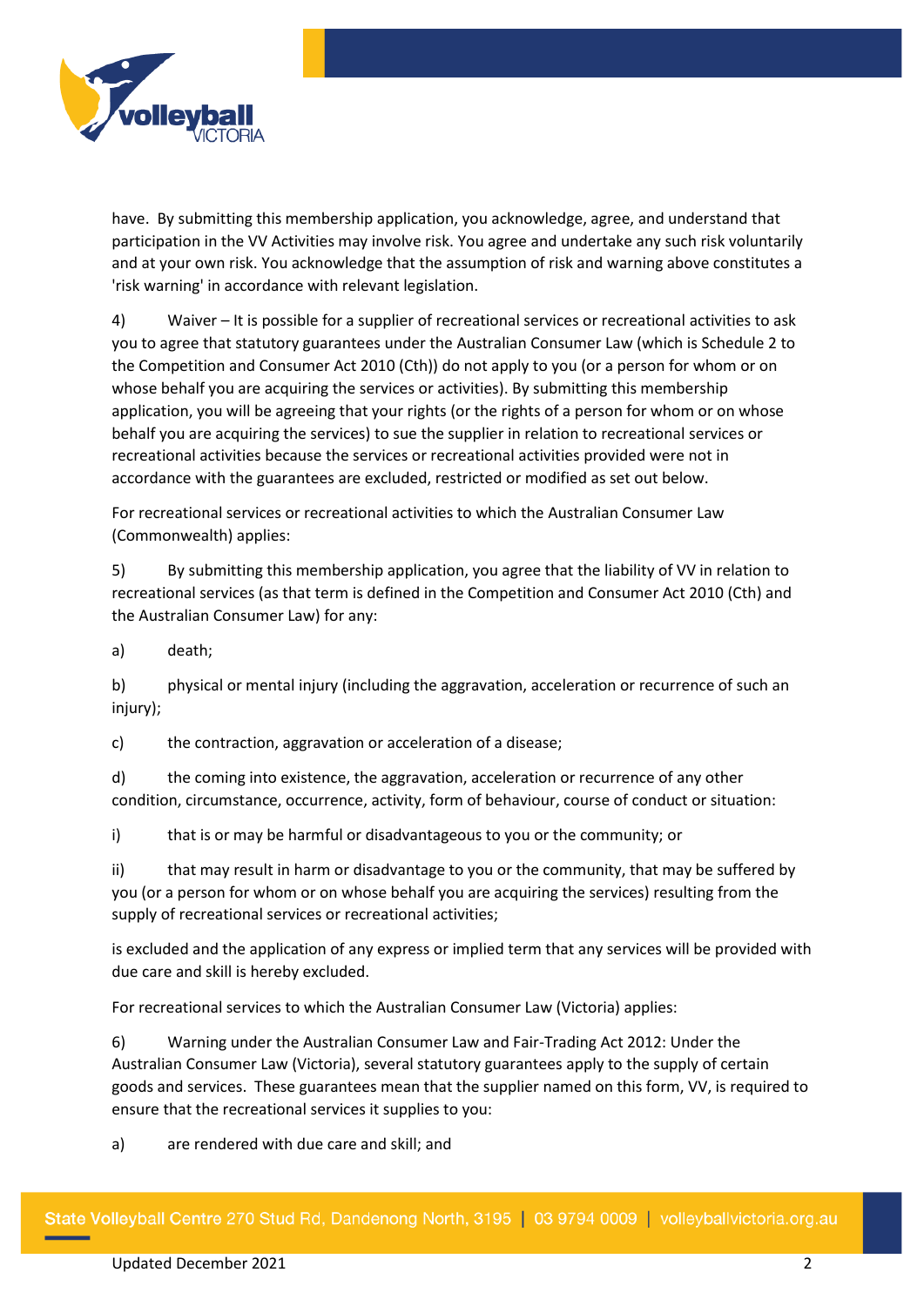have. By submitting this membership application, you acknowledge, agree, and understand that participation in the VV Activities may involve risk. You agree and undertake any such risk voluntarily and at your own risk. You acknowledge that the assumption of risk and warning above constitutes a 'risk warning' in accordance with relevant legislation.

4) Waiver – It is possible for a supplier of recreational services or recreational activities to ask you to agree that statutory guarantees under the Australian Consumer Law (which is Schedule 2 to the Competition and Consumer Act 2010 (Cth)) do not apply to you (or a person for whom or on whose behalf you are acquiring the services or activities). By submitting this membership application, you will be agreeing that your rights (or the rights of a person for whom or on whose behalf you are acquiring the services) to sue the supplier in relation to recreational services or recreational activities because the services or recreational activities provided were not in accordance with the guarantees are excluded, restricted or modified as set out below.

For recreational services or recreational activities to which the Australian Consumer Law (Commonwealth) applies:

5) By submitting this membership application, you agree that the liability of VV in relation to recreational services (as that term is defined in the Competition and Consumer Act 2010 (Cth) and the Australian Consumer Law) for any:

a) death;

b) physical or mental injury (including the aggravation, acceleration or recurrence of such an injury);

c) the contraction, aggravation or acceleration of a disease;

d) the coming into existence, the aggravation, acceleration or recurrence of any other condition, circumstance, occurrence, activity, form of behaviour, course of conduct or situation:

i) that is or may be harmful or disadvantageous to you or the community; or

ii) that may result in harm or disadvantage to you or the community, that may be suffered by you (or a person for whom or on whose behalf you are acquiring the services) resulting from the supply of recreational services or recreational activities;

is excluded and the application of any express or implied term that any services will be provided with due care and skill is hereby excluded.

For recreational services to which the Australian Consumer Law (Victoria) applies:

6) Warning under the Australian Consumer Law and Fair-Trading Act 2012: Under the Australian Consumer Law (Victoria), several statutory guarantees apply to the supply of certain goods and services. These guarantees mean that the supplier named on this form, VV, is required to ensure that the recreational services it supplies to you:

a) are rendered with due care and skill; and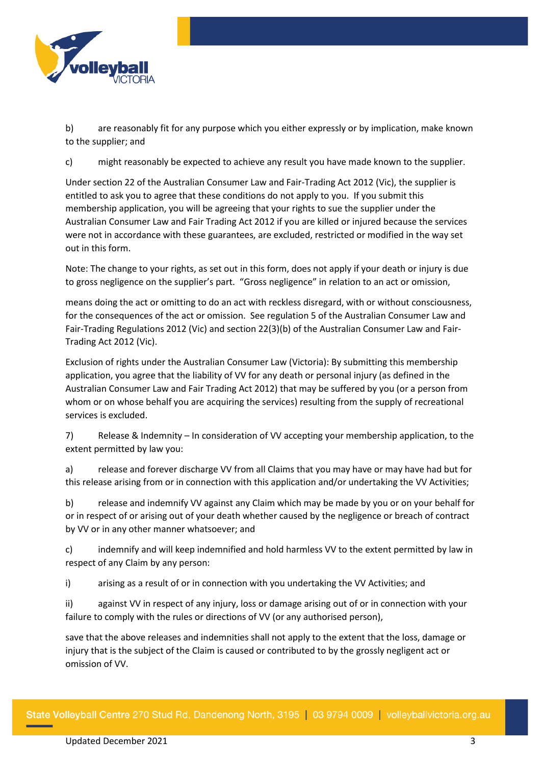b) are reasonably fit for any purpose which you either expressly or by implication, make known to the supplier; and

c) might reasonably be expected to achieve any result you have made known to the supplier.

Under section 22 of the Australian Consumer Law and Fair-Trading Act 2012 (Vic), the supplier is entitled to ask you to agree that these conditions do not apply to you. If you submit this membership application, you will be agreeing that your rights to sue the supplier under the Australian Consumer Law and Fair Trading Act 2012 if you are killed or injured because the services were not in accordance with these guarantees, are excluded, restricted or modified in the way set out in this form.

Note: The change to your rights, as set out in this form, does not apply if your death or injury is due to gross negligence on the supplier's part. "Gross negligence" in relation to an act or omission,

means doing the act or omitting to do an act with reckless disregard, with or without consciousness, for the consequences of the act or omission. See regulation 5 of the Australian Consumer Law and Fair-Trading Regulations 2012 (Vic) and section 22(3)(b) of the Australian Consumer Law and Fair-Trading Act 2012 (Vic).

Exclusion of rights under the Australian Consumer Law (Victoria): By submitting this membership application, you agree that the liability of VV for any death or personal injury (as defined in the Australian Consumer Law and Fair Trading Act 2012) that may be suffered by you (or a person from whom or on whose behalf you are acquiring the services) resulting from the supply of recreational services is excluded.

7) Release & Indemnity – In consideration of VV accepting your membership application, to the extent permitted by law you:

a) release and forever discharge VV from all Claims that you may have or may have had but for this release arising from or in connection with this application and/or undertaking the VV Activities;

b) release and indemnify VV against any Claim which may be made by you or on your behalf for or in respect of or arising out of your death whether caused by the negligence or breach of contract by VV or in any other manner whatsoever; and

c) indemnify and will keep indemnified and hold harmless VV to the extent permitted by law in respect of any Claim by any person:

i) arising as a result of or in connection with you undertaking the VV Activities; and

ii) against VV in respect of any injury, loss or damage arising out of or in connection with your failure to comply with the rules or directions of VV (or any authorised person),

save that the above releases and indemnities shall not apply to the extent that the loss, damage or injury that is the subject of the Claim is caused or contributed to by the grossly negligent act or omission of VV.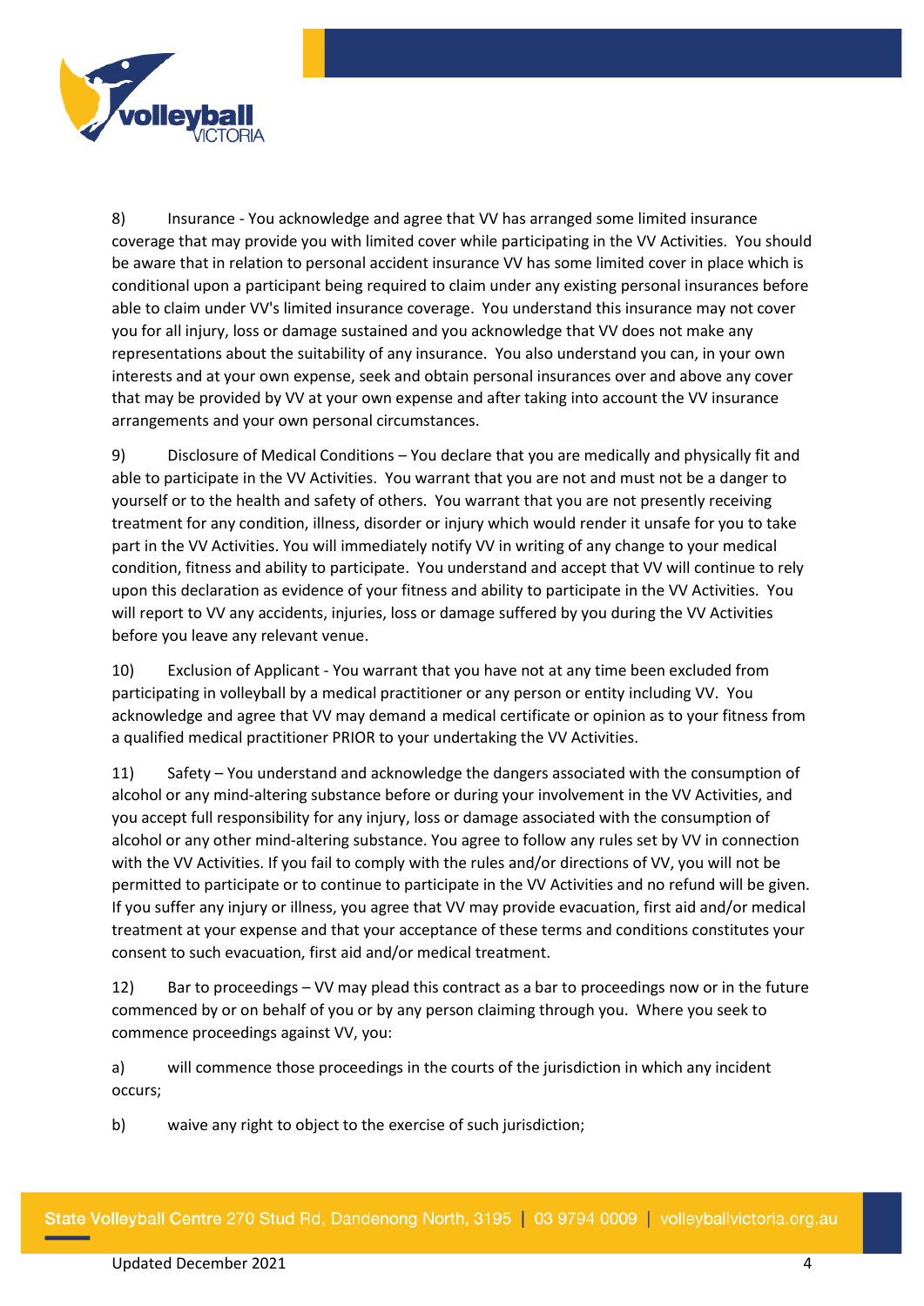8) Insurance - You acknowledge and agree that VV has arranged some limited insurance coverage that may provide you with limited cover while participating in the VV Activities. You should be aware that in relation to personal accident insurance VV has some limited cover in place which is conditional upon a participant being required to claim under any existing personal insurances before able to claim under VV's limited insurance coverage. You understand this insurance may not cover you for all injury, loss or damage sustained and you acknowledge that VV does not make any representations about the suitability of any insurance. You also understand you can, in your own interests and at your own expense, seek and obtain personal insurances over and above any cover that may be provided by VV at your own expense and after taking into account the VV insurance arrangements and your own personal circumstances.

9) Disclosure of Medical Conditions – You declare that you are medically and physically fit and able to participate in the VV Activities. You warrant that you are not and must not be a danger to yourself or to the health and safety of others. You warrant that you are not presently receiving treatment for any condition, illness, disorder or injury which would render it unsafe for you to take part in the VV Activities. You will immediately notify VV in writing of any change to your medical condition, fitness and ability to participate. You understand and accept that VV will continue to rely upon this declaration as evidence of your fitness and ability to participate in the VV Activities. You will report to VV any accidents, injuries, loss or damage suffered by you during the VV Activities before you leave any relevant venue.

10) Exclusion of Applicant - You warrant that you have not at any time been excluded from participating in volleyball by a medical practitioner or any person or entity including VV. You acknowledge and agree that VV may demand a medical certificate or opinion as to your fitness from a qualified medical practitioner PRIOR to your undertaking the VV Activities.

11) Safety – You understand and acknowledge the dangers associated with the consumption of alcohol or any mind-altering substance before or during your involvement in the VV Activities, and you accept full responsibility for any injury, loss or damage associated with the consumption of alcohol or any other mind-altering substance. You agree to follow any rules set by VV in connection with the VV Activities. If you fail to comply with the rules and/or directions of VV, you will not be permitted to participate or to continue to participate in the VV Activities and no refund will be given. If you suffer any injury or illness, you agree that VV may provide evacuation, first aid and/or medical treatment at your expense and that your acceptance of these terms and conditions constitutes your consent to such evacuation, first aid and/or medical treatment.

12) Bar to proceedings – VV may plead this contract as a bar to proceedings now or in the future commenced by or on behalf of you or by any person claiming through you. Where you seek to commence proceedings against VV, you:

a) will commence those proceedings in the courts of the jurisdiction in which any incident occurs;

b) waive any right to object to the exercise of such jurisdiction;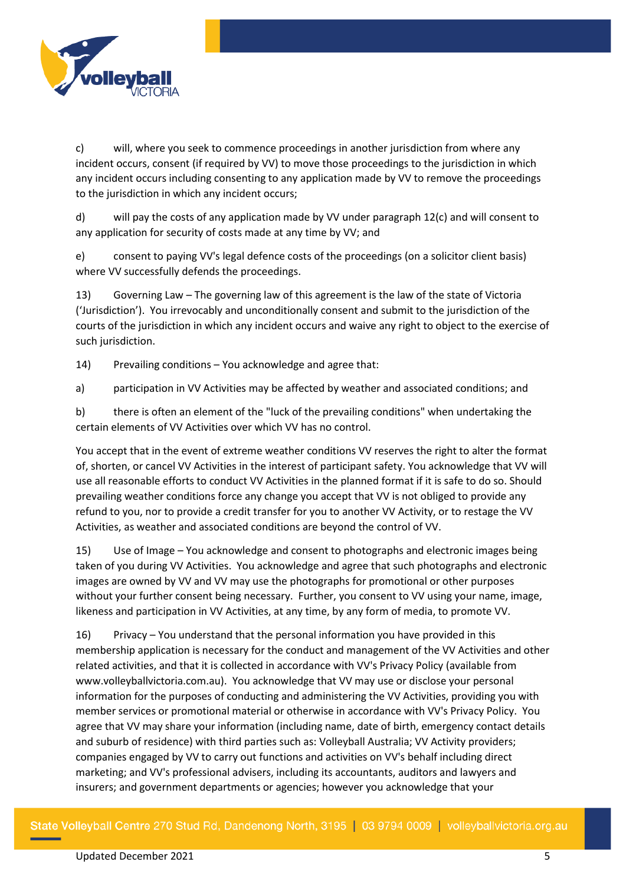c) will, where you seek to commence proceedings in another jurisdiction from where any incident occurs, consent (if required by VV) to move those proceedings to the jurisdiction in which any incident occurs including consenting to any application made by VV to remove the proceedings to the jurisdiction in which any incident occurs;

d) will pay the costs of any application made by VV under paragraph 12(c) and will consent to any application for security of costs made at any time by VV; and

e) consent to paying VV's legal defence costs of the proceedings (on a solicitor client basis) where VV successfully defends the proceedings.

13) Governing Law – The governing law of this agreement is the law of the state of Victoria ('Jurisdiction'). You irrevocably and unconditionally consent and submit to the jurisdiction of the courts of the jurisdiction in which any incident occurs and waive any right to object to the exercise of such jurisdiction.

14) Prevailing conditions – You acknowledge and agree that:

a) participation in VV Activities may be affected by weather and associated conditions; and

b) there is often an element of the "luck of the prevailing conditions" when undertaking the certain elements of VV Activities over which VV has no control.

You accept that in the event of extreme weather conditions VV reserves the right to alter the format of, shorten, or cancel VV Activities in the interest of participant safety. You acknowledge that VV will use all reasonable efforts to conduct VV Activities in the planned format if it is safe to do so. Should prevailing weather conditions force any change you accept that VV is not obliged to provide any refund to you, nor to provide a credit transfer for you to another VV Activity, or to restage the VV Activities, as weather and associated conditions are beyond the control of VV.

15) Use of Image – You acknowledge and consent to photographs and electronic images being taken of you during VV Activities. You acknowledge and agree that such photographs and electronic images are owned by VV and VV may use the photographs for promotional or other purposes without your further consent being necessary. Further, you consent to VV using your name, image, likeness and participation in VV Activities, at any time, by any form of media, to promote VV.

16) Privacy – You understand that the personal information you have provided in this membership application is necessary for the conduct and management of the VV Activities and other related activities, and that it is collected in accordance with VV's Privacy Policy (available from www.volleyballvictoria.com.au). You acknowledge that VV may use or disclose your personal information for the purposes of conducting and administering the VV Activities, providing you with member services or promotional material or otherwise in accordance with VV's Privacy Policy. You agree that VV may share your information (including name, date of birth, emergency contact details and suburb of residence) with third parties such as: Volleyball Australia; VV Activity providers; companies engaged by VV to carry out functions and activities on VV's behalf including direct marketing; and VV's professional advisers, including its accountants, auditors and lawyers and insurers; and government departments or agencies; however you acknowledge that your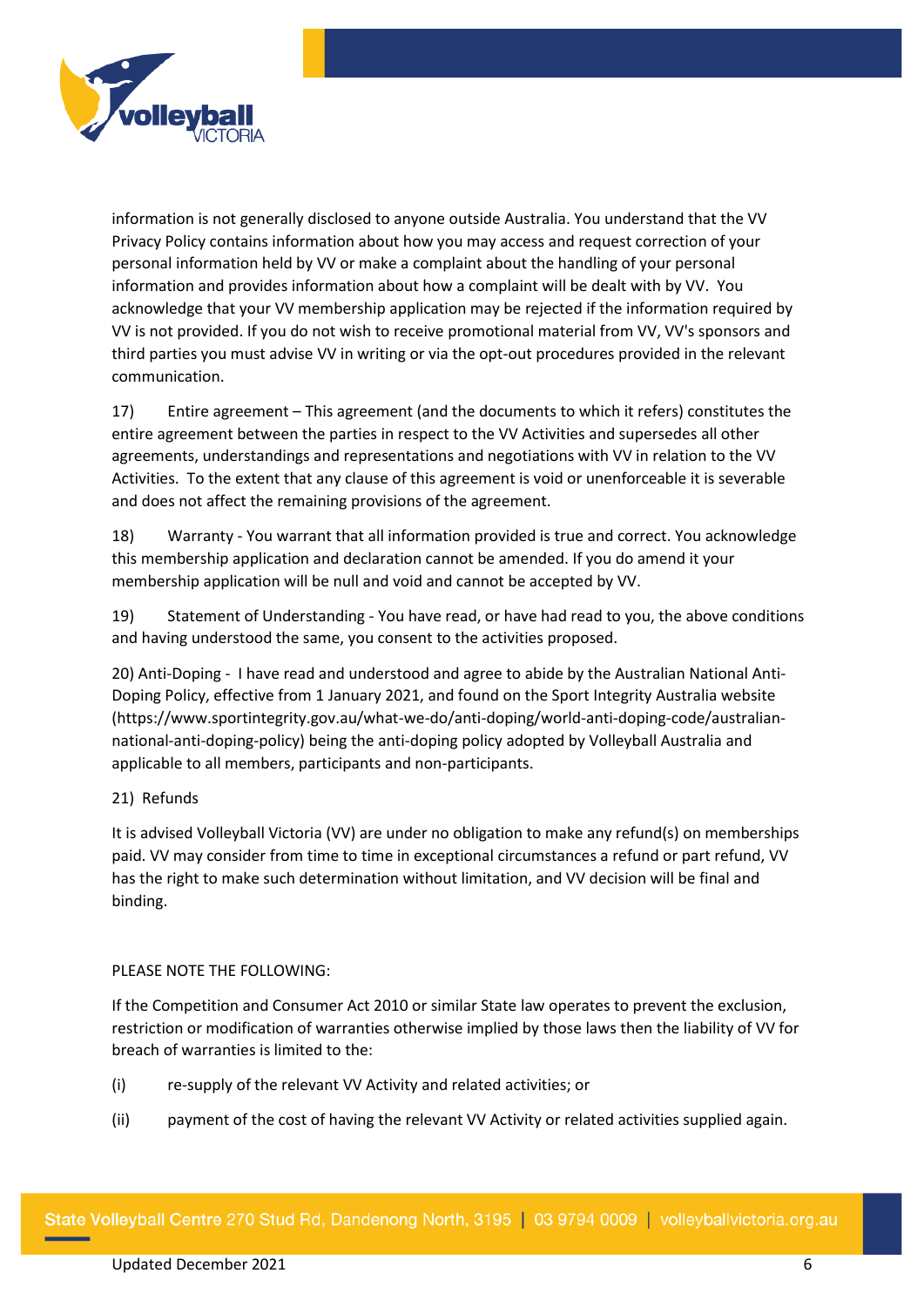information is not generally disclosed to anyone outside Australia. You understand that the VV Privacy Policy contains information about how you may access and request correction of your personal information held by VV or make a complaint about the handling of your personal information and provides information about how a complaint will be dealt with by VV. You acknowledge that your VV membership application may be rejected if the information required by VV is not provided. If you do not wish to receive promotional material from VV, VV's sponsors and third parties you must advise VV in writing or via the opt-out procedures provided in the relevant communication.

17) Entire agreement – This agreement (and the documents to which it refers) constitutes the entire agreement between the parties in respect to the VV Activities and supersedes all other agreements, understandings and representations and negotiations with VV in relation to the VV Activities. To the extent that any clause of this agreement is void or unenforceable it is severable and does not affect the remaining provisions of the agreement.

18) Warranty - You warrant that all information provided is true and correct. You acknowledge this membership application and declaration cannot be amended. If you do amend it your membership application will be null and void and cannot be accepted by VV.

19) Statement of Understanding - You have read, or have had read to you, the above conditions and having understood the same, you consent to the activities proposed.

20) Anti-Doping - I have read and understood and agree to abide by the Australian National Anti-Doping Policy, effective from 1 January 2021, and found on the Sport Integrity Australia website (https://www.sportintegrity.gov.au/what-we-do/anti-doping/world-anti-doping-code/australian-national-anti-doping-policy) being the anti-doping policy adopted by Volleyball Australia and applicable to all members, participants and non-participants.

21) Refunds

It is advised Volleyball Victoria (VV) are under no obligation to make any refund(s) on memberships paid. VV may consider from time to time in exceptional circumstances a refund or part refund, VV has the right to make such determination without limitation, and VV decision will be final and binding.

PLEASE NOTE THE FOLLOWING:

If the Competition and Consumer Act 2010 or similar State law operates to prevent the exclusion, restriction or modification of warranties otherwise implied by those laws then the liability of VV for breach of warranties is limited to the:

(i) re-supply of the relevant VV Activity and related activities; or

(ii) payment of the cost of having the relevant VV Activity or related activities supplied again.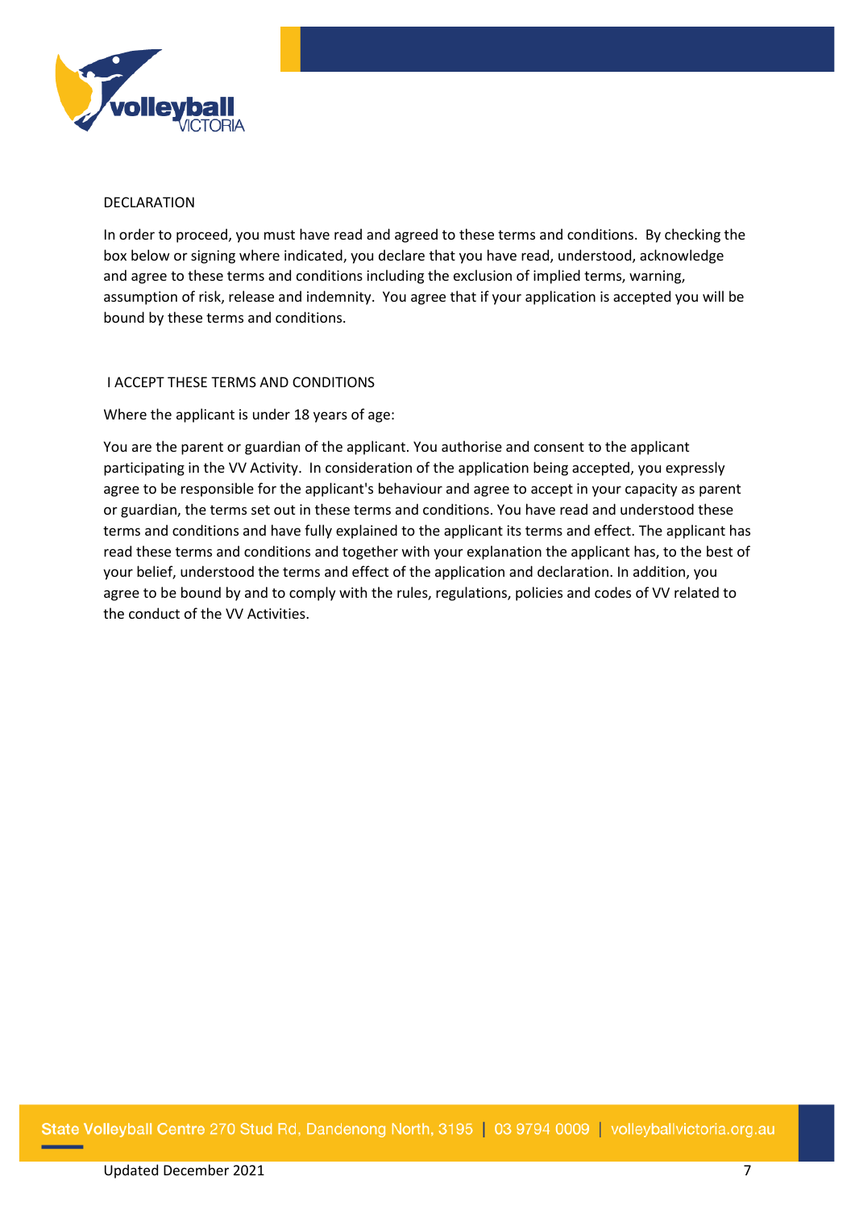DECLARATION

In order to proceed, you must have read and agreed to these terms and conditions. By checking the box below or signing where indicated, you declare that you have read, understood, acknowledge and agree to these terms and conditions including the exclusion of implied terms, warning, assumption of risk, release and indemnity. You agree that if your application is accepted you will be bound by these terms and conditions.

I ACCEPT THESE TERMS AND CONDITIONS

Where the applicant is under 18 years of age:

You are the parent or guardian of the applicant. You authorise and consent to the applicant participating in the VV Activity. In consideration of the application being accepted, you expressly agree to be responsible for the applicant's behaviour and agree to accept in your capacity as parent or guardian, the terms set out in these terms and conditions. You have read and understood these terms and conditions and have fully explained to the applicant its terms and effect. The applicant has read these terms and conditions and together with your explanation the applicant has, to the best of your belief, understood the terms and effect of the application and declaration. In addition, you agree to be bound by and to comply with the rules, regulations, policies and codes of VV related to the conduct of the VV Activities.